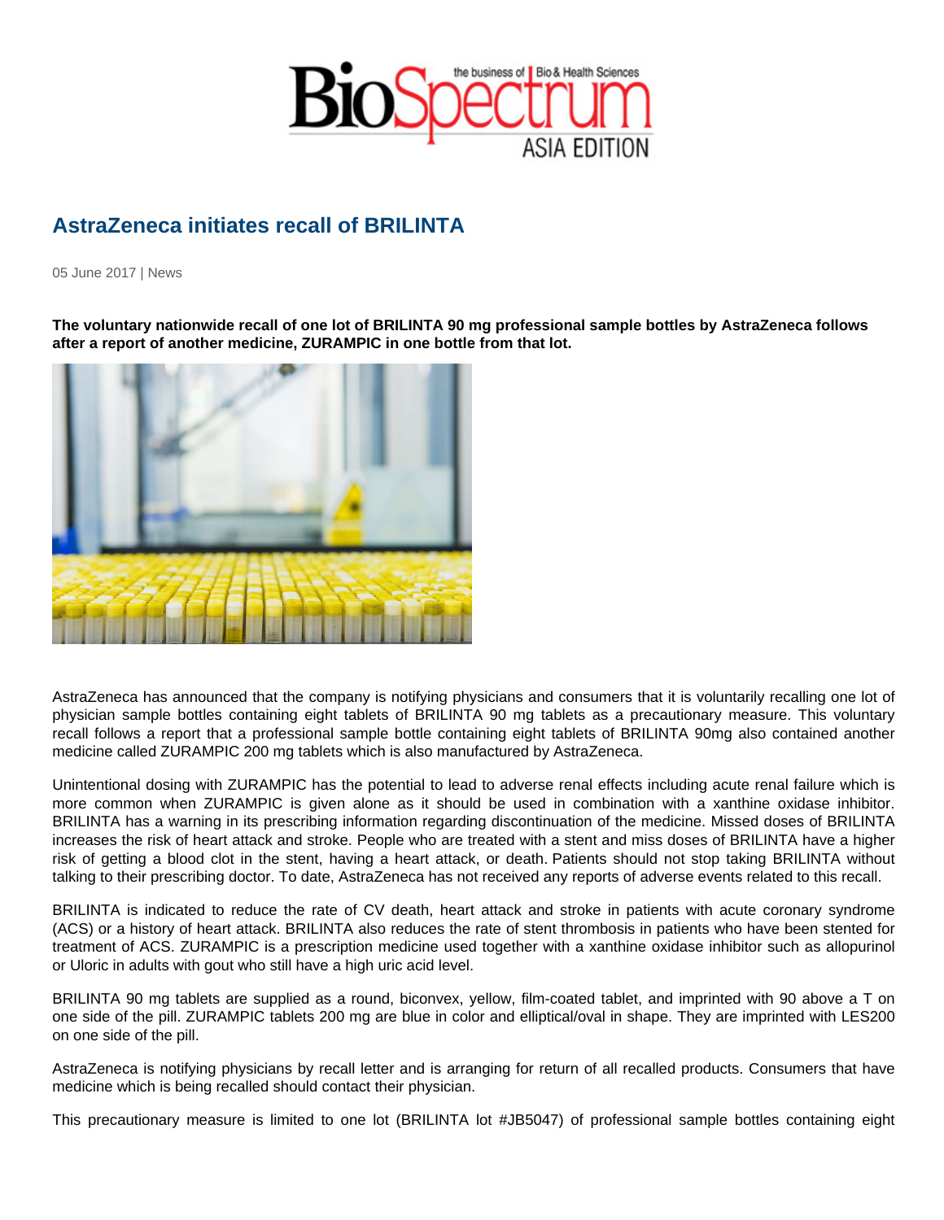# AstraZeneca initiates recall of BRILINTA

05 June 2017 | News

**The voluntary nationwide recall of one lot of BRILINTA 90 mg professional sample bottles by AstraZeneca follows after a report of another medicine, ZURAMPIC in one bottle from that lot.**

AstraZeneca has announced that the company is notifying physicians and consumers that it is voluntarily recalling one lot of physician sample bottles containing eight tablets of BRILINTA 90 mg tablets as a precautionary measure. This voluntary recall follows a report that a professional sample bottle containing eight tablets of BRILINTA 90mg also contained another medicine called ZURAMPIC 200 mg tablets which is also manufactured by AstraZeneca.

Unintentional dosing with ZURAMPIC has the potential to lead to adverse renal effects including acute renal failure which is more common when ZURAMPIC is given alone as it should be used in combination with a xanthine oxidase inhibitor. BRILINTA has a warning in its prescribing information regarding discontinuation of the medicine. Missed doses of BRILINTA increases the risk of heart attack and stroke. People who are treated with a stent and miss doses of BRILINTA have a higher risk of getting a blood clot in the stent, having a heart attack, or death. Patients should not stop taking BRILINTA without talking to their prescribing doctor. To date, AstraZeneca has not received any reports of adverse events related to this recall.

BRILINTA is indicated to reduce the rate of CV death, heart attack and stroke in patients with acute coronary syndrome (ACS) or a history of heart attack. BRILINTA also reduces the rate of stent thrombosis in patients who have been stented for treatment of ACS. ZURAMPIC is a prescription medicine used together with a xanthine oxidase inhibitor such as allopurinol or Uloric in adults with gout who still have a high uric acid level.

BRILINTA 90 mg tablets are supplied as a round, biconvex, yellow, film-coated tablet, and imprinted with 90 above a T on one side of the pill. ZURAMPIC tablets 200 mg are blue in color and elliptical/oval in shape. They are imprinted with LES200 on one side of the pill.

AstraZeneca is notifying physicians by recall letter and is arranging for return of all recalled products. Consumers that have medicine which is being recalled should contact their physician.

This precautionary measure is limited to one lot (BRILINTA lot #JB5047) of professional sample bottles containing eight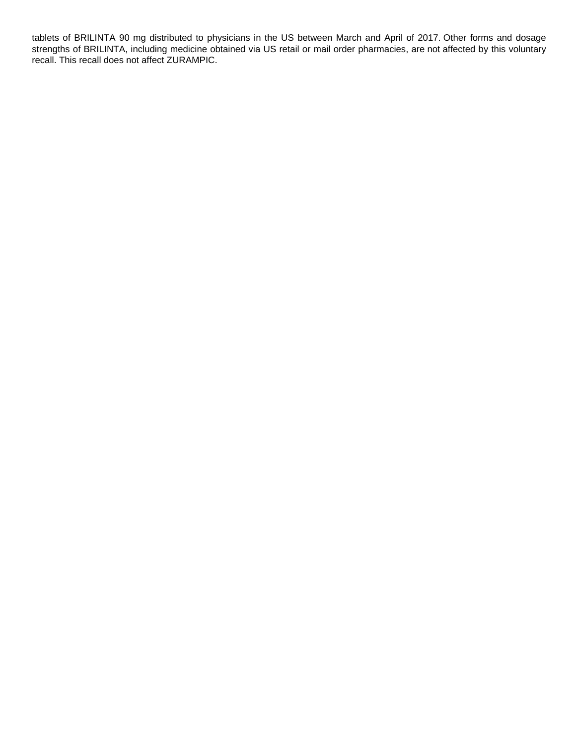tablets of BRILINTA 90 mg distributed to physicians in the US between March and April of 2017. Other forms and dosage strengths of BRILINTA, including medicine obtained via US retail or mail order pharmacies, are not affected by this voluntary recall. This recall does not affect ZURAMPIC.